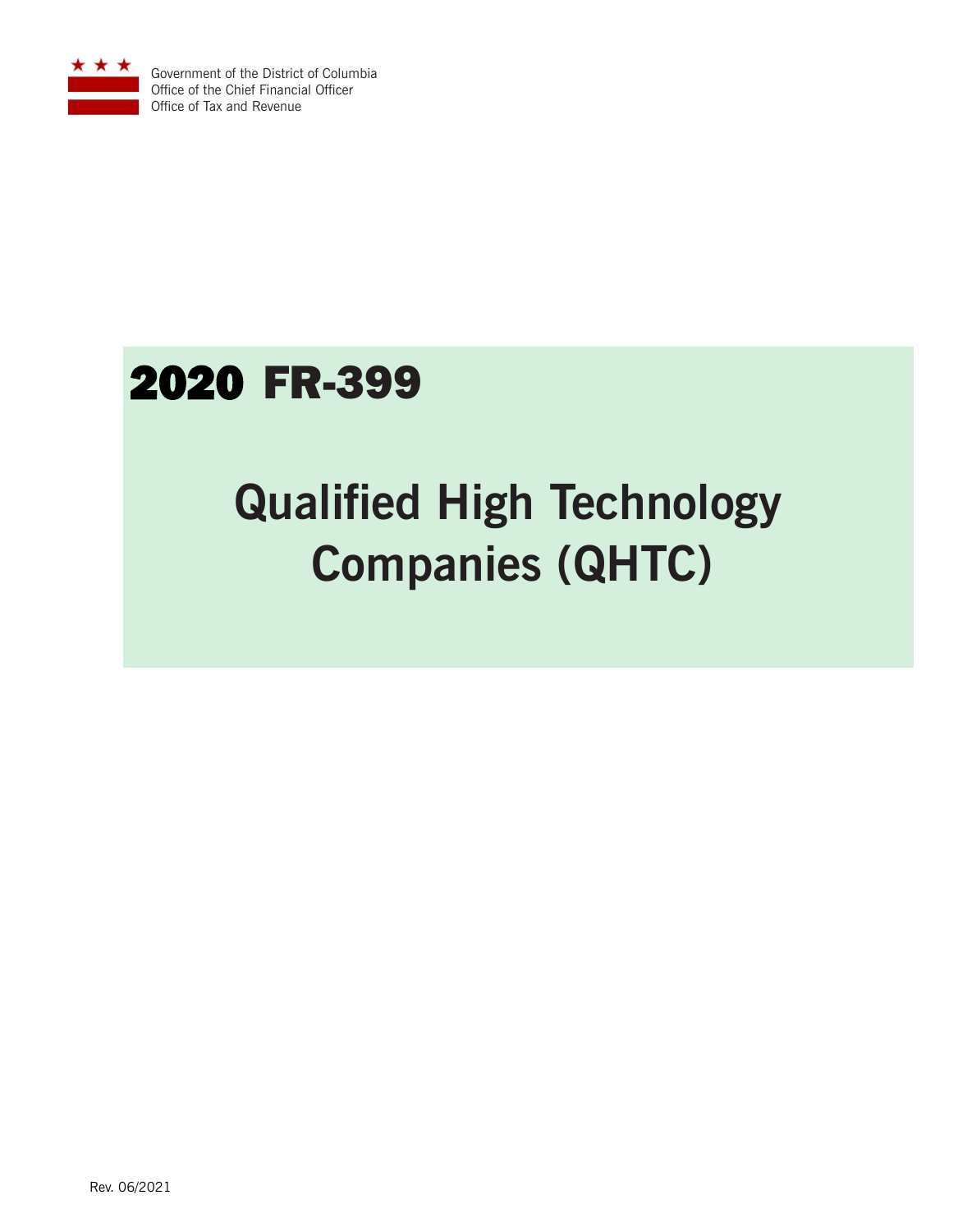Government of the District of Columbia
Office of the Chief Financial Officer
Office of Tax and Revenue

# 2020 FR-399

# Qualified High Technology Companies (QHTC)

Rev. 06/2021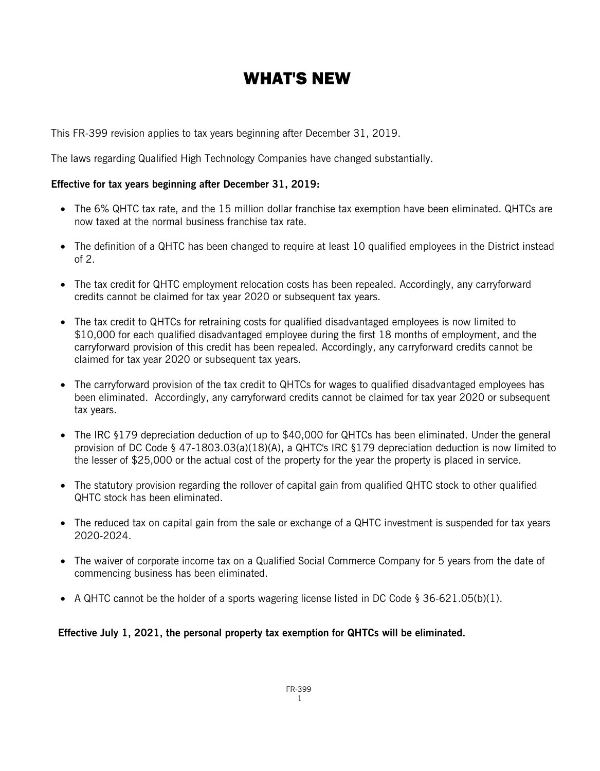# WHAT'S NEW

This FR-399 revision applies to tax years beginning after December 31, 2019.

The laws regarding Qualified High Technology Companies have changed substantially.

**Effective for tax years beginning after December 31, 2019:**

- The 6% QHTC tax rate, and the 15 million dollar franchise tax exemption have been eliminated. QHTCs are now taxed at the normal business franchise tax rate.
- The definition of a QHTC has been changed to require at least 10 qualified employees in the District instead of 2.
- The tax credit for QHTC employment relocation costs has been repealed. Accordingly, any carryforward credits cannot be claimed for tax year 2020 or subsequent tax years.
- The tax credit to QHTCs for retraining costs for qualified disadvantaged employees is now limited to $10,000 for each qualified disadvantaged employee during the first 18 months of employment, and the carryforward provision of this credit has been repealed. Accordingly, any carryforward credits cannot be claimed for tax year 2020 or subsequent tax years.
- The carryforward provision of the tax credit to QHTCs for wages to qualified disadvantaged employees has been eliminated. Accordingly, any carryforward credits cannot be claimed for tax year 2020 or subsequent tax years.
- The IRC §179 depreciation deduction of up to $40,000 for QHTCs has been eliminated. Under the general provision of DC Code § 47-1803.03(a)(18)(A), a QHTC's IRC §179 depreciation deduction is now limited to the lesser of $25,000 or the actual cost of the property for the year the property is placed in service.
- The statutory provision regarding the rollover of capital gain from qualified QHTC stock to other qualified QHTC stock has been eliminated.
- The reduced tax on capital gain from the sale or exchange of a QHTC investment is suspended for tax years 2020-2024.
- The waiver of corporate income tax on a Qualified Social Commerce Company for 5 years from the date of commencing business has been eliminated.
- A QHTC cannot be the holder of a sports wagering license listed in DC Code § 36-621.05(b)(1).

**Effective July 1, 2021, the personal property tax exemption for QHTCs will be eliminated.**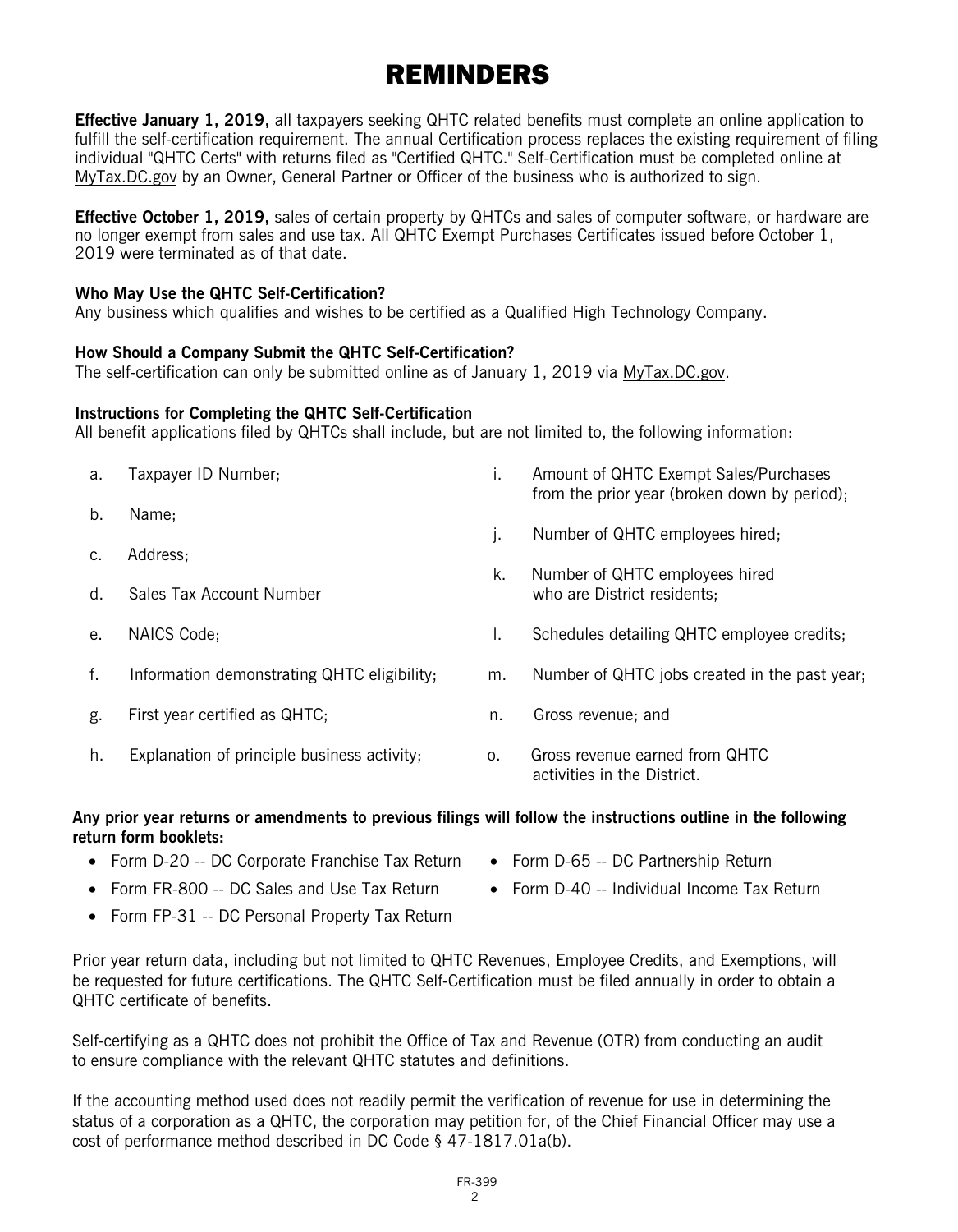# REMINDERS

**Effective January 1, 2019,** all taxpayers seeking QHTC related benefits must complete an online application to fulfill the self-certification requirement. The annual Certification process replaces the existing requirement of filing individual "QHTC Certs" with returns filed as "Certified QHTC." Self-Certification must be completed online at MyTax.DC.gov by an Owner, General Partner or Officer of the business who is authorized to sign.

**Effective October 1, 2019,** sales of certain property by QHTCs and sales of computer software, or hardware are no longer exempt from sales and use tax. All QHTC Exempt Purchases Certificates issued before October 1, 2019 were terminated as of that date.

**Who May Use the QHTC Self-Certification?**
Any business which qualifies and wishes to be certified as a Qualified High Technology Company.

**How Should a Company Submit the QHTC Self-Certification?**
The self-certification can only be submitted online as of January 1, 2019 via MyTax.DC.gov.

**Instructions for Completing the QHTC Self-Certification**
All benefit applications filed by QHTCs shall include, but are not limited to, the following information:

- a. Taxpayer ID Number;
- b. Name;
- c. Address;
- d. Sales Tax Account Number
- e. NAICS Code;
- f. Information demonstrating QHTC eligibility;
- g. First year certified as QHTC;
- h. Explanation of principle business activity;
- i. Amount of QHTC Exempt Sales/Purchases from the prior year (broken down by period);
- j. Number of QHTC employees hired;
- k. Number of QHTC employees hired who are District residents;
- l. Schedules detailing QHTC employee credits;
- m. Number of QHTC jobs created in the past year;
- n. Gross revenue; and
- o. Gross revenue earned from QHTC activities in the District.

**Any prior year returns or amendments to previous filings will follow the instructions outline in the following return form booklets:**

- Form D-20 -- DC Corporate Franchise Tax Return
- Form FR-800 -- DC Sales and Use Tax Return
- Form FP-31 -- DC Personal Property Tax Return
- Form D-65 -- DC Partnership Return
- Form D-40 -- Individual Income Tax Return

Prior year return data, including but not limited to QHTC Revenues, Employee Credits, and Exemptions, will be requested for future certifications. The QHTC Self-Certification must be filed annually in order to obtain a QHTC certificate of benefits.

Self-certifying as a QHTC does not prohibit the Office of Tax and Revenue (OTR) from conducting an audit to ensure compliance with the relevant QHTC statutes and definitions.

If the accounting method used does not readily permit the verification of revenue for use in determining the status of a corporation as a QHTC, the corporation may petition for, of the Chief Financial Officer may use a cost of performance method described in DC Code § 47-1817.01a(b).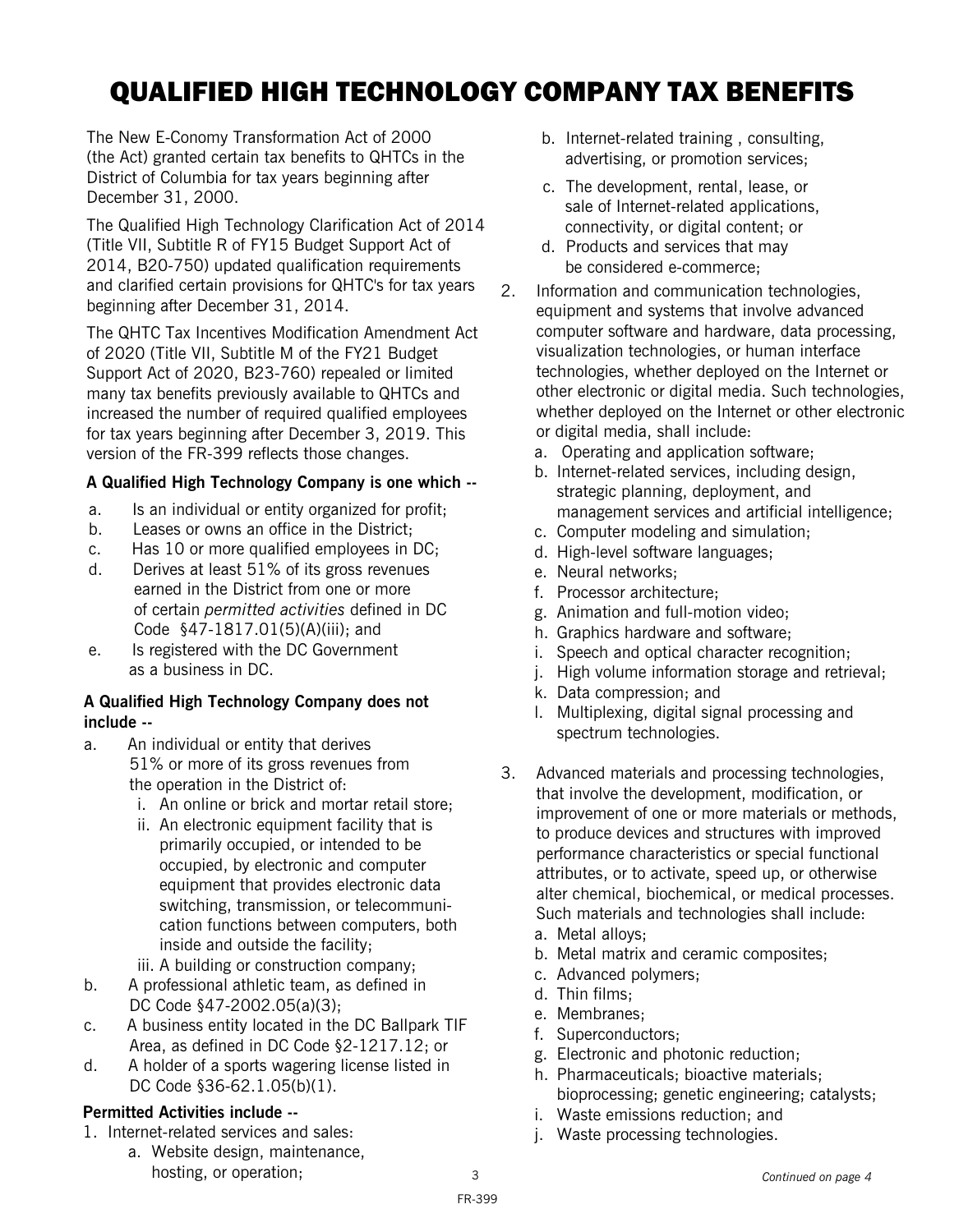# QUALIFIED HIGH TECHNOLOGY COMPANY TAX BENEFITS

The New E-Conomy Transformation Act of 2000 (the Act) granted certain tax benefits to QHTCs in the District of Columbia for tax years beginning after December 31, 2000.

The Qualified High Technology Clarification Act of 2014 (Title VII, Subtitle R of FY15 Budget Support Act of 2014, B20-750) updated qualification requirements and clarified certain provisions for QHTC's for tax years beginning after December 31, 2014.

The QHTC Tax Incentives Modification Amendment Act of 2020 (Title VII, Subtitle M of the FY21 Budget Support Act of 2020, B23-760) repealed or limited many tax benefits previously available to QHTCs and increased the number of required qualified employees for tax years beginning after December 3, 2019. This version of the FR-399 reflects those changes.

**A Qualified High Technology Company is one which --**

a. Is an individual or entity organized for profit;
b. Leases or owns an office in the District;
c. Has 10 or more qualified employees in DC;
d. Derives at least 51% of its gross revenues earned in the District from one or more of certain *permitted activities* defined in DC Code §47-1817.01(5)(A)(iii); and
e. Is registered with the DC Government as a business in DC.

**A Qualified High Technology Company does not include --**

a. An individual or entity that derives 51% or more of its gross revenues from the operation in the District of:
   i. An online or brick and mortar retail store;
   ii. An electronic equipment facility that is primarily occupied, or intended to be occupied, by electronic and computer equipment that provides electronic data switching, transmission, or telecommunication functions between computers, both inside and outside the facility;
   iii. A building or construction company;
b. A professional athletic team, as defined in DC Code §47-2002.05(a)(3);
c. A business entity located in the DC Ballpark TIF Area, as defined in DC Code §2-1217.12; or
d. A holder of a sports wagering license listed in DC Code §36-62.1.05(b)(1).

**Permitted Activities include --**

1. Internet-related services and sales:
   a. Website design, maintenance, hosting, or operation;
   b. Internet-related training , consulting, advertising, or promotion services;
   c. The development, rental, lease, or sale of Internet-related applications, connectivity, or digital content; or
   d. Products and services that may be considered e-commerce;
2. Information and communication technologies, equipment and systems that involve advanced computer software and hardware, data processing, visualization technologies, or human interface technologies, whether deployed on the Internet or other electronic or digital media. Such technologies, whether deployed on the Internet or other electronic or digital media, shall include:
   a. Operating and application software;
   b. Internet-related services, including design, strategic planning, deployment, and management services and artificial intelligence;
   c. Computer modeling and simulation;
   d. High-level software languages;
   e. Neural networks;
   f. Processor architecture;
   g. Animation and full-motion video;
   h. Graphics hardware and software;
   i. Speech and optical character recognition;
   j. High volume information storage and retrieval;
   k. Data compression; and
   l. Multiplexing, digital signal processing and spectrum technologies.
3. Advanced materials and processing technologies, that involve the development, modification, or improvement of one or more materials or methods, to produce devices and structures with improved performance characteristics or special functional attributes, or to activate, speed up, or otherwise alter chemical, biochemical, or medical processes. Such materials and technologies shall include:
   a. Metal alloys;
   b. Metal matrix and ceramic composites;
   c. Advanced polymers;
   d. Thin films;
   e. Membranes;
   f. Superconductors;
   g. Electronic and photonic reduction;
   h. Pharmaceuticals; bioactive materials; bioprocessing; genetic engineering; catalysts;
   i. Waste emissions reduction; and
   j. Waste processing technologies.

*Continued on page 4*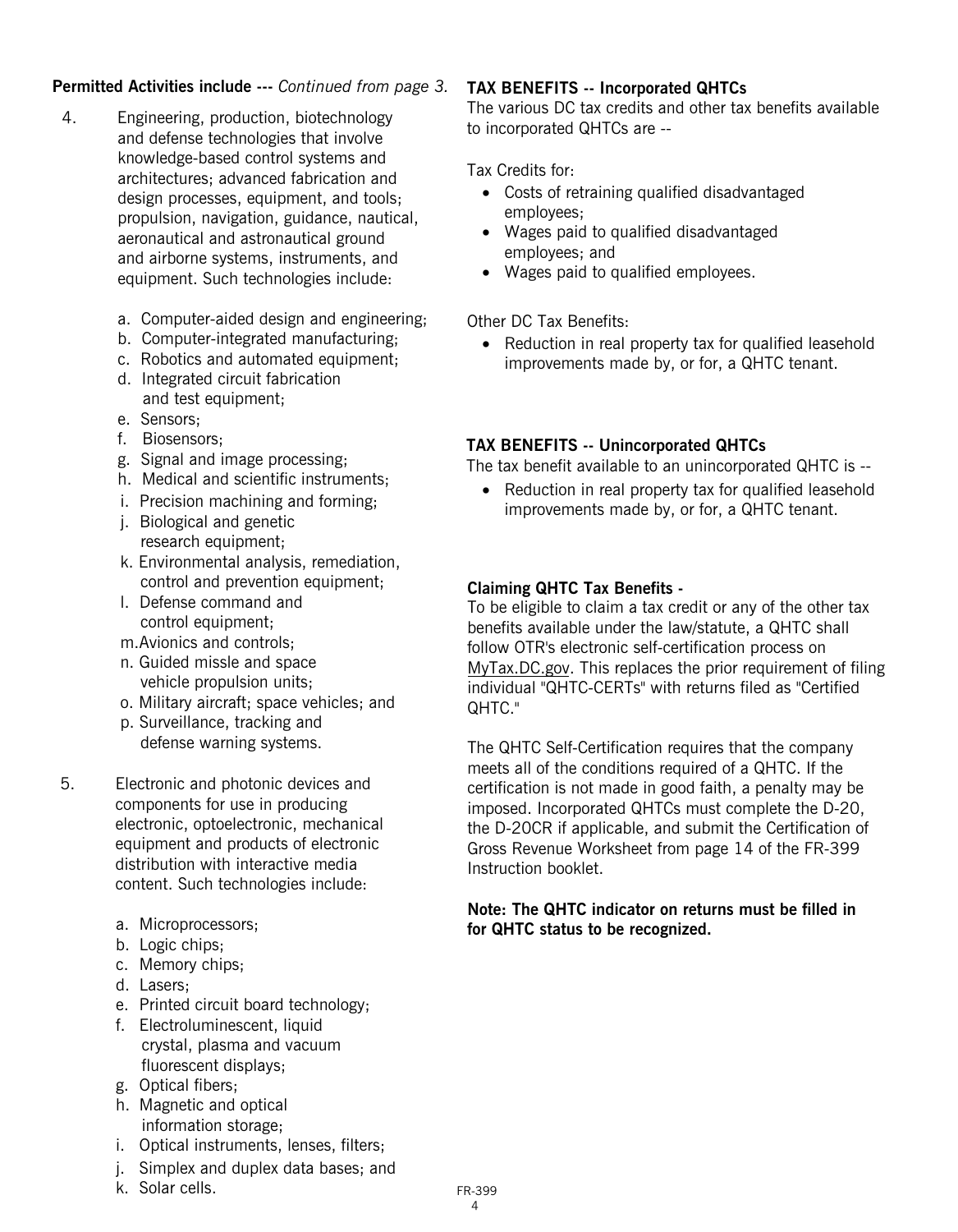**Permitted Activities include ---** *Continued from page 3.*

4. Engineering, production, biotechnology and defense technologies that involve knowledge-based control systems and architectures; advanced fabrication and design processes, equipment, and tools; propulsion, navigation, guidance, nautical, aeronautical and astronautical ground and airborne systems, instruments, and equipment. Such technologies include:

   a. Computer-aided design and engineering;
   b. Computer-integrated manufacturing;
   c. Robotics and automated equipment;
   d. Integrated circuit fabrication and test equipment;
   e. Sensors;
   f. Biosensors;
   g. Signal and image processing;
   h. Medical and scientific instruments;
   i. Precision machining and forming;
   j. Biological and genetic research equipment;
   k. Environmental analysis, remediation, control and prevention equipment;
   l. Defense command and control equipment;
   m. Avionics and controls;
   n. Guided missle and space vehicle propulsion units;
   o. Military aircraft; space vehicles; and
   p. Surveillance, tracking and defense warning systems.

5. Electronic and photonic devices and components for use in producing electronic, optoelectronic, mechanical equipment and products of electronic distribution with interactive media content. Such technologies include:

   a. Microprocessors;
   b. Logic chips;
   c. Memory chips;
   d. Lasers;
   e. Printed circuit board technology;
   f. Electroluminescent, liquid crystal, plasma and vacuum fluorescent displays;
   g. Optical fibers;
   h. Magnetic and optical information storage;
   i. Optical instruments, lenses, filters;
   j. Simplex and duplex data bases; and
   k. Solar cells.

**TAX BENEFITS -- Incorporated QHTCs**

The various DC tax credits and other tax benefits available to incorporated QHTCs are --

Tax Credits for:

- Costs of retraining qualified disadvantaged employees;
- Wages paid to qualified disadvantaged employees; and
- Wages paid to qualified employees.

Other DC Tax Benefits:

- Reduction in real property tax for qualified leasehold improvements made by, or for, a QHTC tenant.

**TAX BENEFITS -- Unincorporated QHTCs**

The tax benefit available to an unincorporated QHTC is --

- Reduction in real property tax for qualified leasehold improvements made by, or for, a QHTC tenant.

**Claiming QHTC Tax Benefits -**

To be eligible to claim a tax credit or any of the other tax benefits available under the law/statute, a QHTC shall follow OTR's electronic self-certification process on MyTax.DC.gov. This replaces the prior requirement of filing individual "QHTC-CERTs" with returns filed as "Certified QHTC."

The QHTC Self-Certification requires that the company meets all of the conditions required of a QHTC. If the certification is not made in good faith, a penalty may be imposed. Incorporated QHTCs must complete the D-20, the D-20CR if applicable, and submit the Certification of Gross Revenue Worksheet from page 14 of the FR-399 Instruction booklet.

**Note: The QHTC indicator on returns must be filled in for QHTC status to be recognized.**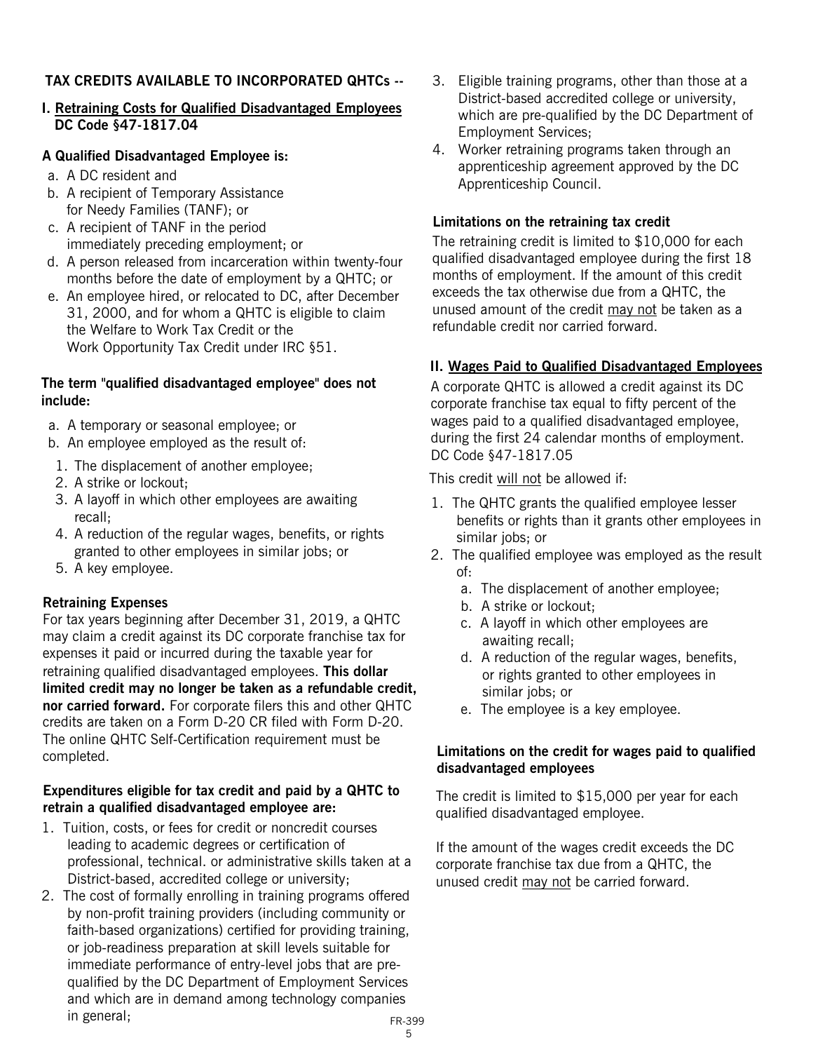## TAX CREDITS AVAILABLE TO INCORPORATED QHTCs --

### I. Retraining Costs for Qualified Disadvantaged Employees DC Code §47-1817.04

**A Qualified Disadvantaged Employee is:**

a. A DC resident and
b. A recipient of Temporary Assistance for Needy Families (TANF); or
c. A recipient of TANF in the period immediately preceding employment; or
d. A person released from incarceration within twenty-four months before the date of employment by a QHTC; or
e. An employee hired, or relocated to DC, after December 31, 2000, and for whom a QHTC is eligible to claim the Welfare to Work Tax Credit or the Work Opportunity Tax Credit under IRC §51.

**The term "qualified disadvantaged employee" does not include:**

a. A temporary or seasonal employee; or
b. An employee employed as the result of:
   1. The displacement of another employee;
   2. A strike or lockout;
   3. A layoff in which other employees are awaiting recall;
   4. A reduction of the regular wages, benefits, or rights granted to other employees in similar jobs; or
   5. A key employee.

**Retraining Expenses**

For tax years beginning after December 31, 2019, a QHTC may claim a credit against its DC corporate franchise tax for expenses it paid or incurred during the taxable year for retraining qualified disadvantaged employees. **This dollar limited credit may no longer be taken as a refundable credit, nor carried forward.** For corporate filers this and other QHTC credits are taken on a Form D-20 CR filed with Form D-20. The online QHTC Self-Certification requirement must be completed.

**Expenditures eligible for tax credit and paid by a QHTC to retrain a qualified disadvantaged employee are:**

1. Tuition, costs, or fees for credit or noncredit courses leading to academic degrees or certification of professional, technical. or administrative skills taken at a District-based, accredited college or university;
2. The cost of formally enrolling in training programs offered by non-profit training providers (including community or faith-based organizations) certified for providing training, or job-readiness preparation at skill levels suitable for immediate performance of entry-level jobs that are pre-qualified by the DC Department of Employment Services and which are in demand among technology companies in general;
3. Eligible training programs, other than those at a District-based accredited college or university, which are pre-qualified by the DC Department of Employment Services;
4. Worker retraining programs taken through an apprenticeship agreement approved by the DC Apprenticeship Council.

**Limitations on the retraining tax credit**

The retraining credit is limited to $10,000 for each qualified disadvantaged employee during the first 18 months of employment. If the amount of this credit exceeds the tax otherwise due from a QHTC, the unused amount of the credit may not be taken as a refundable credit nor carried forward.

### II. Wages Paid to Qualified Disadvantaged Employees

A corporate QHTC is allowed a credit against its DC corporate franchise tax equal to fifty percent of the wages paid to a qualified disadvantaged employee, during the first 24 calendar months of employment. DC Code §47-1817.05

This credit will not be allowed if:

1. The QHTC grants the qualified employee lesser benefits or rights than it grants other employees in similar jobs; or
2. The qualified employee was employed as the result of:
   a. The displacement of another employee;
   b. A strike or lockout;
   c. A layoff in which other employees are awaiting recall;
   d. A reduction of the regular wages, benefits, or rights granted to other employees in similar jobs; or
   e. The employee is a key employee.

**Limitations on the credit for wages paid to qualified disadvantaged employees**

The credit is limited to $15,000 per year for each qualified disadvantaged employee.

If the amount of the wages credit exceeds the DC corporate franchise tax due from a QHTC, the unused credit may not be carried forward.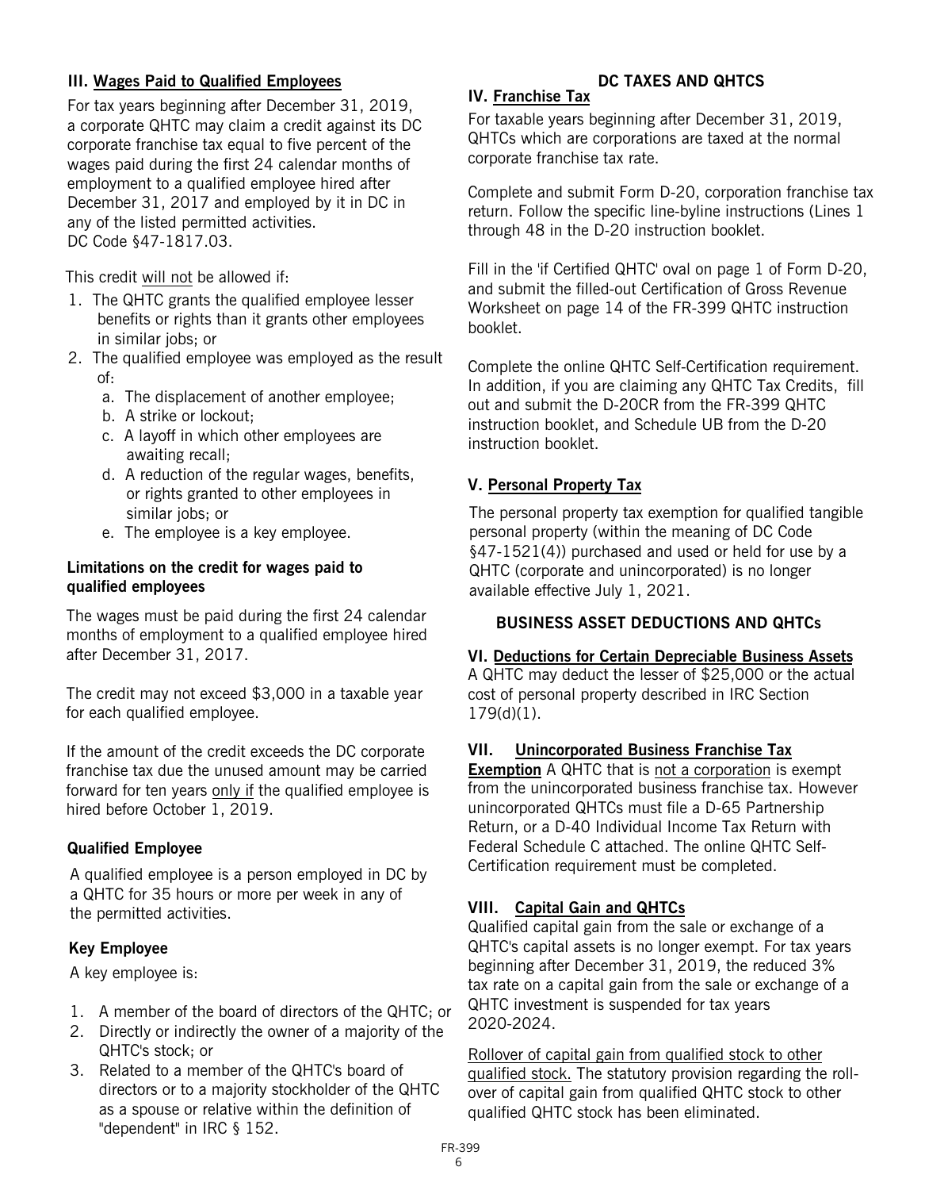### III. Wages Paid to Qualified Employees

For tax years beginning after December 31, 2019, a corporate QHTC may claim a credit against its DC corporate franchise tax equal to five percent of the wages paid during the first 24 calendar months of employment to a qualified employee hired after December 31, 2017 and employed by it in DC in any of the listed permitted activities. DC Code §47-1817.03.

This credit will not be allowed if:

1. The QHTC grants the qualified employee lesser benefits or rights than it grants other employees in similar jobs; or
2. The qualified employee was employed as the result of:
   a. The displacement of another employee;
   b. A strike or lockout;
   c. A layoff in which other employees are awaiting recall;
   d. A reduction of the regular wages, benefits, or rights granted to other employees in similar jobs; or
   e. The employee is a key employee.

**Limitations on the credit for wages paid to qualified employees**

The wages must be paid during the first 24 calendar months of employment to a qualified employee hired after December 31, 2017.

The credit may not exceed $3,000 in a taxable year for each qualified employee.

If the amount of the credit exceeds the DC corporate franchise tax due the unused amount may be carried forward for ten years only if the qualified employee is hired before October 1, 2019.

**Qualified Employee**

A qualified employee is a person employed in DC by a QHTC for 35 hours or more per week in any of the permitted activities.

**Key Employee**

A key employee is:

1. A member of the board of directors of the QHTC; or
2. Directly or indirectly the owner of a majority of the QHTC's stock; or
3. Related to a member of the QHTC's board of directors or to a majority stockholder of the QHTC as a spouse or relative within the definition of "dependent" in IRC § 152.

## DC TAXES AND QHTCS

### IV. Franchise Tax

For taxable years beginning after December 31, 2019, QHTCs which are corporations are taxed at the normal corporate franchise tax rate.

Complete and submit Form D-20, corporation franchise tax return. Follow the specific line-byline instructions (Lines 1 through 48 in the D-20 instruction booklet.

Fill in the 'if Certified QHTC' oval on page 1 of Form D-20, and submit the filled-out Certification of Gross Revenue Worksheet on page 14 of the FR-399 QHTC instruction booklet.

Complete the online QHTC Self-Certification requirement. In addition, if you are claiming any QHTC Tax Credits, fill out and submit the D-20CR from the FR-399 QHTC instruction booklet, and Schedule UB from the D-20 instruction booklet.

### V. Personal Property Tax

The personal property tax exemption for qualified tangible personal property (within the meaning of DC Code §47-1521(4)) purchased and used or held for use by a QHTC (corporate and unincorporated) is no longer available effective July 1, 2021.

## BUSINESS ASSET DEDUCTIONS AND QHTCs

### VI. Deductions for Certain Depreciable Business Assets

A QHTC may deduct the lesser of $25,000 or the actual cost of personal property described in IRC Section 179(d)(1).

### VII. Unincorporated Business Franchise Tax Exemption

A QHTC that is not a corporation is exempt from the unincorporated business franchise tax. However unincorporated QHTCs must file a D-65 Partnership Return, or a D-40 Individual Income Tax Return with Federal Schedule C attached. The online QHTC Self-Certification requirement must be completed.

### VIII. Capital Gain and QHTCs

Qualified capital gain from the sale or exchange of a QHTC's capital assets is no longer exempt. For tax years beginning after December 31, 2019, the reduced 3% tax rate on a capital gain from the sale or exchange of a QHTC investment is suspended for tax years 2020-2024.

Rollover of capital gain from qualified stock to other qualified stock. The statutory provision regarding the roll-over of capital gain from qualified QHTC stock to other qualified QHTC stock has been eliminated.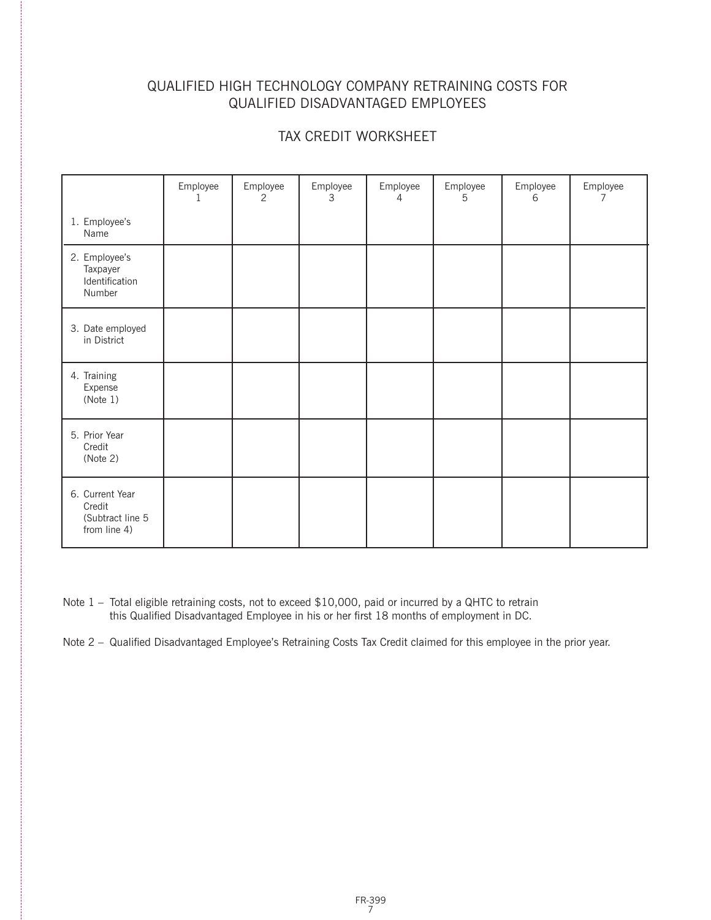# QUALIFIED HIGH TECHNOLOGY COMPANY RETRAINING COSTS FOR QUALIFIED DISADVANTAGED EMPLOYEES

## TAX CREDIT WORKSHEET

| | Employee 1 | Employee 2 | Employee 3 | Employee 4 | Employee 5 | Employee 6 | Employee 7 |
|---|---|---|---|---|---|---|---|
| 1. Employee's Name | | | | | | | |
| 2. Employee's Taxpayer Identification Number | | | | | | | |
| 3. Date employed in District | | | | | | | |
| 4. Training Expense (Note 1) | | | | | | | |
| 5. Prior Year Credit (Note 2) | | | | | | | |
| 6. Current Year Credit (Subtract line 5 from line 4) | | | | | | | |

Note 1 – Total eligible retraining costs, not to exceed $10,000, paid or incurred by a QHTC to retrain this Qualified Disadvantaged Employee in his or her first 18 months of employment in DC.

Note 2 – Qualified Disadvantaged Employee's Retraining Costs Tax Credit claimed for this employee in the prior year.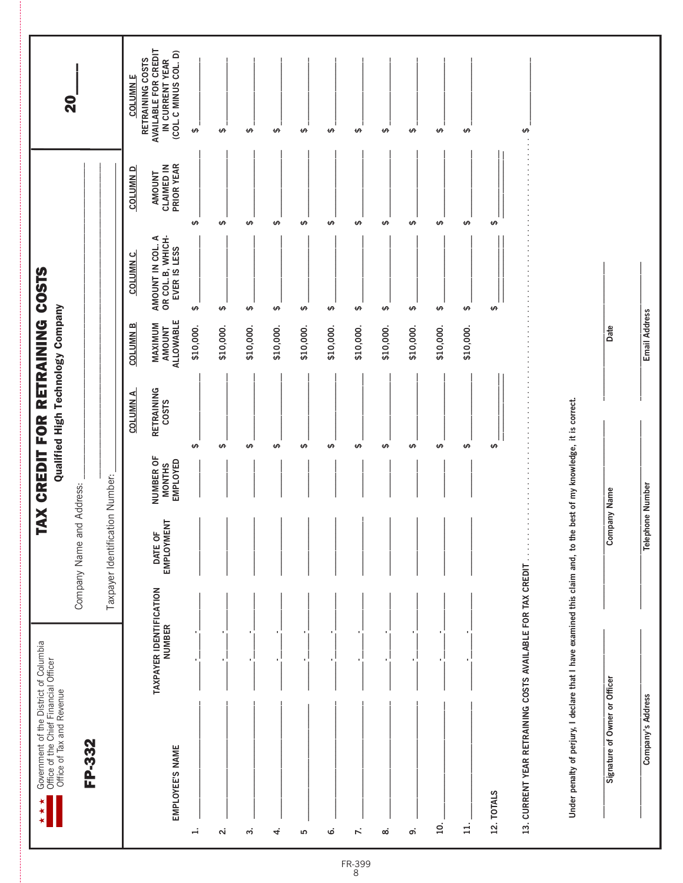Government of the District of Columbia
Office of the Chief Financial Officer
Office of Tax and Revenue

**FP-332**

# TAX CREDIT FOR RETRAINING COSTS

## Qualified High Technology Company

**20\_\_\_\_**

Company Name and Address: \_\_\_\_\_\_\_\_\_\_\_\_\_\_\_\_\_\_\_\_\_\_\_\_\_\_\_\_\_\_\_\_\_\_\_\_\_\_\_\_

Taxpayer Identification Number: \_\_\_\_\_\_\_\_\_\_\_\_\_\_\_\_\_\_\_\_\_\_\_\_\_\_\_\_\_\_\_\_\_\_

| | EMPLOYEE'S NAME | TAXPAYER IDENTIFICATION NUMBER | DATE OF EMPLOYMENT | NUMBER OF MONTHS EMPLOYED | COLUMN A RETRAINING COSTS | COLUMN B MAXIMUM AMOUNT ALLOWABLE | COLUMN C AMOUNT IN COL. A OR COL. B, WHICH-EVER IS LESS | COLUMN D AMOUNT CLAIMED IN PRIOR YEAR | COLUMN E RETRAINING COSTS AVAILABLE FOR CREDIT IN CURRENT YEAR (COL. C MINUS COL. D) |
|---|---|---|---|---|---|---|---|---|---|
| 1. | | \_\_\_-\_\_-\_\_\_\_ | | | $ | $10,000. | $ | $ | $ |
| 2. | | \_\_\_-\_\_-\_\_\_\_ | | | $ | $10,000. | $ | $ | $ |
| 3. | | \_\_\_-\_\_-\_\_\_\_ | | | $ | $10,000. | $ | $ | $ |
| 4. | | \_\_\_-\_\_-\_\_\_\_ | | | $ | $10,000. | $ | $ | $ |
| 5 | | \_\_\_-\_\_-\_\_\_\_ | | | $ | $10,000. | $ | $ | $ |
| 6. | | \_\_\_-\_\_-\_\_\_\_ | | | $ | $10,000. | $ | $ | $ |
| 7. | | \_\_\_-\_\_-\_\_\_\_ | | | $ | $10,000. | $ | $ | $ |
| 8. | | \_\_\_-\_\_-\_\_\_\_ | | | $ | $10,000. | $ | $ | $ |
| 9. | | \_\_\_-\_\_-\_\_\_\_ | | | $ | $10,000. | $ | $ | $ |
| 10. | | \_\_\_-\_\_-\_\_\_\_ | | | $ | $10,000. | $ | $ | $ |
| 11. | | \_\_\_-\_\_-\_\_\_\_ | | | $ | $10,000. | $ | $ | $ |
| 12. | TOTALS | | | | $ | | $ | $ | |

13. CURRENT YEAR RETRAINING COSTS AVAILABLE FOR TAX CREDIT . . . . . . . . . . . . . . . . . . . . . . . . . . . . . . . . $ \_\_\_\_\_\_\_\_\_\_

Under penalty of perjury, I declare that I have examined this claim and, to the best of my knowledge, it is correct.

| | | |
|---|---|---|
| Signature of Owner or Officer | Company Name | Date |
| Company's Address | Telephone Number | Email Address |

FR-399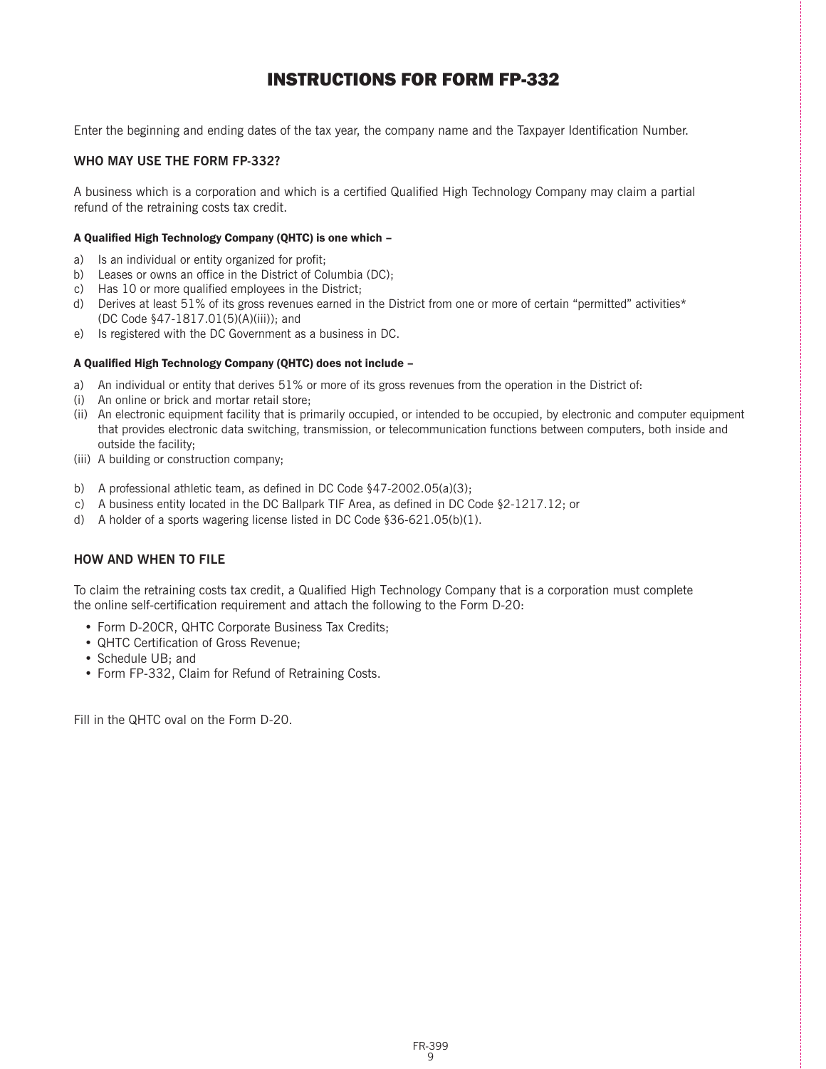# INSTRUCTIONS FOR FORM FP-332

Enter the beginning and ending dates of the tax year, the company name and the Taxpayer Identification Number.

### WHO MAY USE THE FORM FP-332?

A business which is a corporation and which is a certified Qualified High Technology Company may claim a partial refund of the retraining costs tax credit.

#### A Qualified High Technology Company (QHTC) is one which –

a) Is an individual or entity organized for profit;
b) Leases or owns an office in the District of Columbia (DC);
c) Has 10 or more qualified employees in the District;
d) Derives at least 51% of its gross revenues earned in the District from one or more of certain "permitted" activities* (DC Code §47-1817.01(5)(A)(iii)); and
e) Is registered with the DC Government as a business in DC.

#### A Qualified High Technology Company (QHTC) does not include –

a) An individual or entity that derives 51% or more of its gross revenues from the operation in the District of:
(i) An online or brick and mortar retail store;
(ii) An electronic equipment facility that is primarily occupied, or intended to be occupied, by electronic and computer equipment that provides electronic data switching, transmission, or telecommunication functions between computers, both inside and outside the facility;
(iii) A building or construction company;

b) A professional athletic team, as defined in DC Code §47-2002.05(a)(3);
c) A business entity located in the DC Ballpark TIF Area, as defined in DC Code §2-1217.12; or
d) A holder of a sports wagering license listed in DC Code §36-621.05(b)(1).

### HOW AND WHEN TO FILE

To claim the retraining costs tax credit, a Qualified High Technology Company that is a corporation must complete the online self-certification requirement and attach the following to the Form D-20:

- Form D-20CR, QHTC Corporate Business Tax Credits;
- QHTC Certification of Gross Revenue;
- Schedule UB; and
- Form FP-332, Claim for Refund of Retraining Costs.

Fill in the QHTC oval on the Form D-20.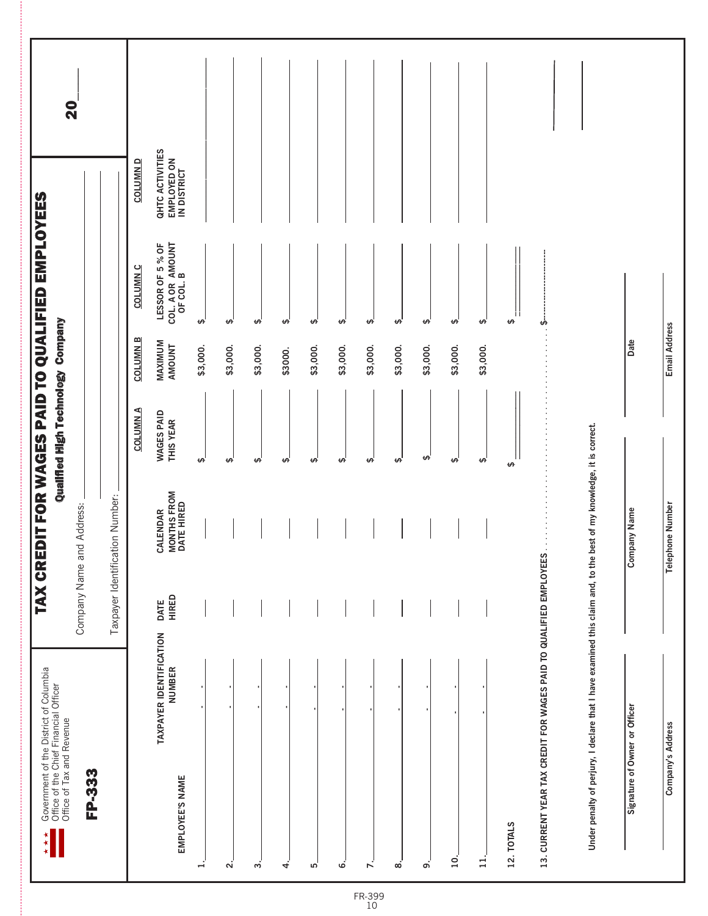Government of the District of Columbia
Office of the Chief Financial Officer
Office of Tax and Revenue

# FP-333

## TAX CREDIT FOR WAGES PAID TO QUALIFIED EMPLOYEES

### Qualified High Technology Company

20\_\_\_

Company Name and Address: \_\_\_\_\_\_\_\_\_\_\_\_\_\_\_\_\_\_\_\_

Taxpayer Identification Number: \_\_\_\_\_\_\_\_\_\_\_\_\_\_\_\_\_\_\_\_

| EMPLOYEE'S NAME | TAXPAYER IDENTIFICATION NUMBER | DATE HIRED | CALENDAR MONTHS FROM DATE HIRED | COLUMN A WAGES PAID THIS YEAR | COLUMN B MAXIMUM AMOUNT | COLUMN C LESSOR OF 5 % OF COL. A OR AMOUNT OF COL. B | COLUMN D QHTC ACTIVITIES EMPLOYED ON IN DISTRICT |
|---|---|---|---|---|---|---|---|
| 1. | - - | | | $ | $3,000. | $ | |
| 2. | - - | | | $ | $3,000. | $ | |
| 3. | - - | | | $ | $3,000. | $ | |
| 4. | - - | | | $ | $3000. | $ | |
| 5. | - - | | | $ | $3,000. | $ | |
| 6. | - - | | | $ | $3,000. | $ | |
| 7. | - - | | | $ | $3,000. | $ | |
| 8. | - - | | | $ | $3,000. | $ | |
| 9. | - - | | | $ | $3,000. | $ | |
| 10. | - - | | | $ | $3,000. | $ | |
| 11. | - - | | | $ | $3,000. | $ | |
| 12. TOTALS | | | | $ | | $ | |

13. CURRENT YEAR TAX CREDIT FOR WAGES PAID TO QUALIFIED EMPLOYEES . . . . . . . . . . . . . . . . . . . . . . . . . . . . . . . . . . . . . . $\_\_\_\_\_\_\_\_\_\_

Under penalty of perjury, I declare that I have examined this claim and, to the best of my knowledge, it is correct.

| | | |
|---|---|---|
| Signature of Owner or Officer | Company Name | Date |
| Company's Address | Telephone Number | Email Address |

FR-399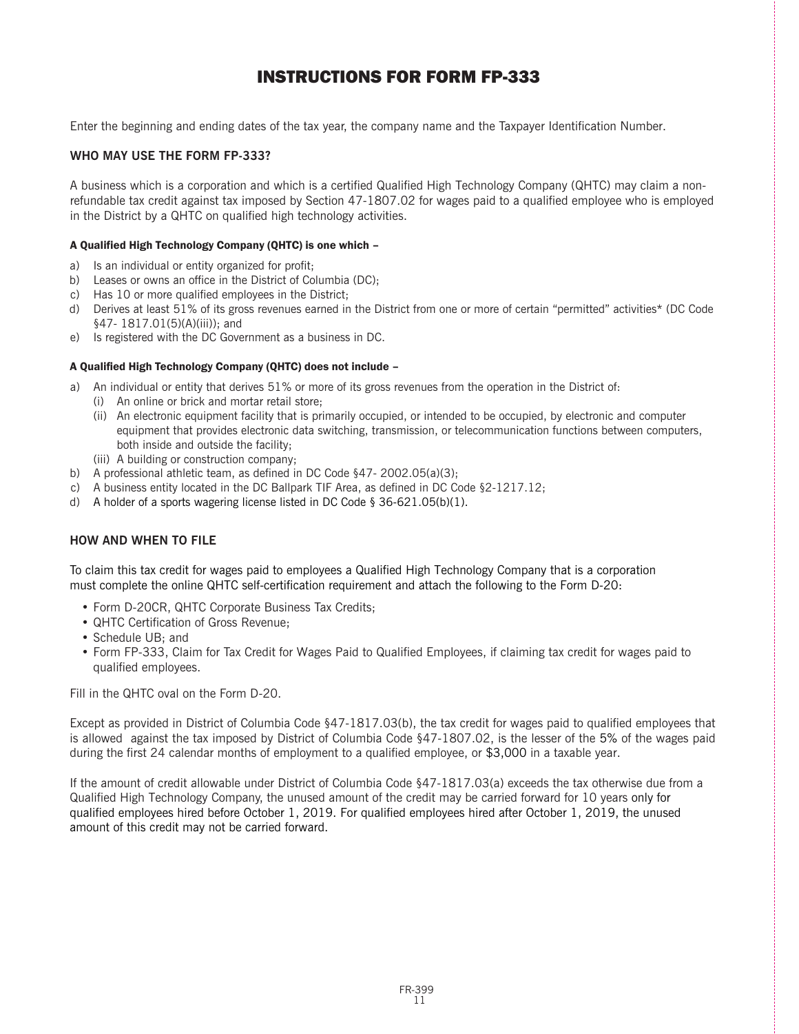# INSTRUCTIONS FOR FORM FP-333

Enter the beginning and ending dates of the tax year, the company name and the Taxpayer Identification Number.

## WHO MAY USE THE FORM FP-333?

A business which is a corporation and which is a certified Qualified High Technology Company (QHTC) may claim a non-refundable tax credit against tax imposed by Section 47-1807.02 for wages paid to a qualified employee who is employed in the District by a QHTC on qualified high technology activities.

### A Qualified High Technology Company (QHTC) is one which –

a) Is an individual or entity organized for profit;
b) Leases or owns an office in the District of Columbia (DC);
c) Has 10 or more qualified employees in the District;
d) Derives at least 51% of its gross revenues earned in the District from one or more of certain "permitted" activities* (DC Code §47- 1817.01(5)(A)(iii)); and
e) Is registered with the DC Government as a business in DC.

### A Qualified High Technology Company (QHTC) does not include –

a) An individual or entity that derives 51% or more of its gross revenues from the operation in the District of:
   (i) An online or brick and mortar retail store;
   (ii) An electronic equipment facility that is primarily occupied, or intended to be occupied, by electronic and computer equipment that provides electronic data switching, transmission, or telecommunication functions between computers, both inside and outside the facility;
   (iii) A building or construction company;
b) A professional athletic team, as defined in DC Code §47- 2002.05(a)(3);
c) A business entity located in the DC Ballpark TIF Area, as defined in DC Code §2-1217.12;
d) A holder of a sports wagering license listed in DC Code § 36-621.05(b)(1).

## HOW AND WHEN TO FILE

To claim this tax credit for wages paid to employees a Qualified High Technology Company that is a corporation must complete the online QHTC self-certification requirement and attach the following to the Form D-20:

- Form D-20CR, QHTC Corporate Business Tax Credits;
- QHTC Certification of Gross Revenue;
- Schedule UB; and
- Form FP-333, Claim for Tax Credit for Wages Paid to Qualified Employees, if claiming tax credit for wages paid to qualified employees.

Fill in the QHTC oval on the Form D-20.

Except as provided in District of Columbia Code §47-1817.03(b), the tax credit for wages paid to qualified employees that is allowed against the tax imposed by District of Columbia Code §47-1807.02, is the lesser of the 5% of the wages paid during the first 24 calendar months of employment to a qualified employee, or $3,000 in a taxable year.

If the amount of credit allowable under District of Columbia Code §47-1817.03(a) exceeds the tax otherwise due from a Qualified High Technology Company, the unused amount of the credit may be carried forward for 10 years only for qualified employees hired before October 1, 2019. For qualified employees hired after October 1, 2019, the unused amount of this credit may not be carried forward.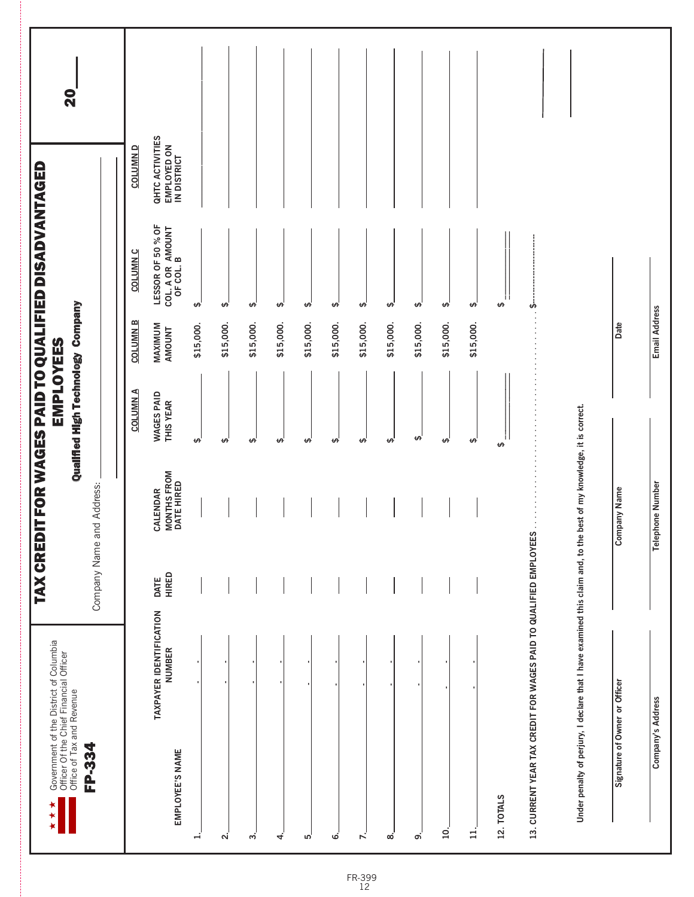Government of the District of Columbia
Office Of the Chief Financial Officer
Office of Tax and Revenue

**FP-334**

# TAX CREDIT FOR WAGES PAID TO QUALIFIED DISADVANTAGED EMPLOYEES

## Qualified High Technology Company

20___

Company Name and Address: ______________________

| EMPLOYEE'S NAME | TAXPAYER IDENTIFICATION NUMBER | DATE HIRED | CALENDAR MONTHS FROM DATE HIRED | COLUMN A WAGES PAID THIS YEAR | COLUMN B MAXIMUM AMOUNT | COLUMN C LESSOR OF 50 % OF COL. A OR AMOUNT OF COL. B | COLUMN D QHTC ACTIVITIES EMPLOYED ON IN DISTRICT |
|---|---|---|---|---|---|---|---|
| 1. | - - | | | $ | $15,000. | $ | |
| 2. | - - | | | $ | $15,000. | $ | |
| 3. | - - | | | $ | $15,000. | $ | |
| 4. | - - | | | $ | $15,000. | $ | |
| 5. | - - | | | $ | $15,000. | $ | |
| 6. | - - | | | $ | $15,000. | $ | |
| 7. | - - | | | $ | $15,000. | $ | |
| 8. | - - | | | $ | $15,000. | $ | |
| 9. | - - | | | $ | $15,000. | $ | |
| 10. | - - | | | $ | $15,000. | $ | |
| 11. | - - | | | $ | $15,000. | $ | |
| 12. TOTALS | | | | $ | | $ | |

13. CURRENT YEAR TAX CREDIT FOR WAGES PAID TO QUALIFIED EMPLOYEES . . . . . . . . . . . . . . . . . . . . . . . . . . . . . . . . . . . . . $

Under penalty of perjury, I declare that I have examined this claim and, to the best of my knowledge, it is correct.

| | | |
|---|---|---|
| Signature of Owner or Officer | Company Name | Date |
| Company's Address | Telephone Number | Email Address |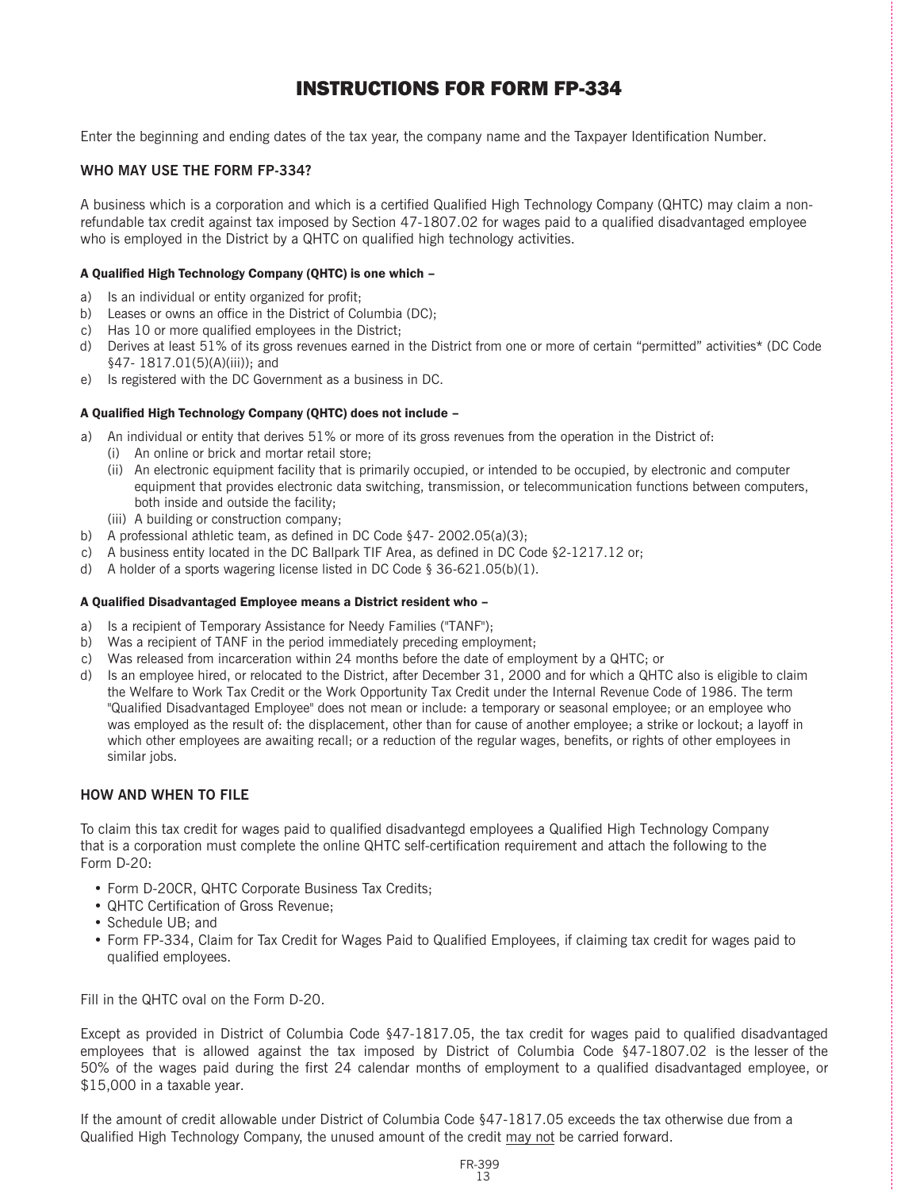# INSTRUCTIONS FOR FORM FP-334

Enter the beginning and ending dates of the tax year, the company name and the Taxpayer Identification Number.

## WHO MAY USE THE FORM FP-334?

A business which is a corporation and which is a certified Qualified High Technology Company (QHTC) may claim a non-refundable tax credit against tax imposed by Section 47-1807.02 for wages paid to a qualified disadvantaged employee who is employed in the District by a QHTC on qualified high technology activities.

#### A Qualified High Technology Company (QHTC) is one which –

a) Is an individual or entity organized for profit;
b) Leases or owns an office in the District of Columbia (DC);
c) Has 10 or more qualified employees in the District;
d) Derives at least 51% of its gross revenues earned in the District from one or more of certain "permitted" activities* (DC Code §47- 1817.01(5)(A)(iii)); and
e) Is registered with the DC Government as a business in DC.

#### A Qualified High Technology Company (QHTC) does not include –

a) An individual or entity that derives 51% or more of its gross revenues from the operation in the District of:
   (i) An online or brick and mortar retail store;
   (ii) An electronic equipment facility that is primarily occupied, or intended to be occupied, by electronic and computer equipment that provides electronic data switching, transmission, or telecommunication functions between computers, both inside and outside the facility;
   (iii) A building or construction company;
b) A professional athletic team, as defined in DC Code §47- 2002.05(a)(3);
c) A business entity located in the DC Ballpark TIF Area, as defined in DC Code §2-1217.12 or;
d) A holder of a sports wagering license listed in DC Code § 36-621.05(b)(1).

#### A Qualified Disadvantaged Employee means a District resident who –

a) Is a recipient of Temporary Assistance for Needy Families ("TANF");
b) Was a recipient of TANF in the period immediately preceding employment;
c) Was released from incarceration within 24 months before the date of employment by a QHTC; or
d) Is an employee hired, or relocated to the District, after December 31, 2000 and for which a QHTC also is eligible to claim the Welfare to Work Tax Credit or the Work Opportunity Tax Credit under the Internal Revenue Code of 1986. The term "Qualified Disadvantaged Employee" does not mean or include: a temporary or seasonal employee; or an employee who was employed as the result of: the displacement, other than for cause of another employee; a strike or lockout; a layoff in which other employees are awaiting recall; or a reduction of the regular wages, benefits, or rights of other employees in similar jobs.

## HOW AND WHEN TO FILE

To claim this tax credit for wages paid to qualified disadvantegd employees a Qualified High Technology Company that is a corporation must complete the online QHTC self-certification requirement and attach the following to the Form D-20:

- Form D-20CR, QHTC Corporate Business Tax Credits;
- QHTC Certification of Gross Revenue;
- Schedule UB; and
- Form FP-334, Claim for Tax Credit for Wages Paid to Qualified Employees, if claiming tax credit for wages paid to qualified employees.

Fill in the QHTC oval on the Form D-20.

Except as provided in District of Columbia Code §47-1817.05, the tax credit for wages paid to qualified disadvantaged employees that is allowed against the tax imposed by District of Columbia Code §47-1807.02 is the lesser of the 50% of the wages paid during the first 24 calendar months of employment to a qualified disadvantaged employee, or $15,000 in a taxable year.

If the amount of credit allowable under District of Columbia Code §47-1817.05 exceeds the tax otherwise due from a Qualified High Technology Company, the unused amount of the credit may not be carried forward.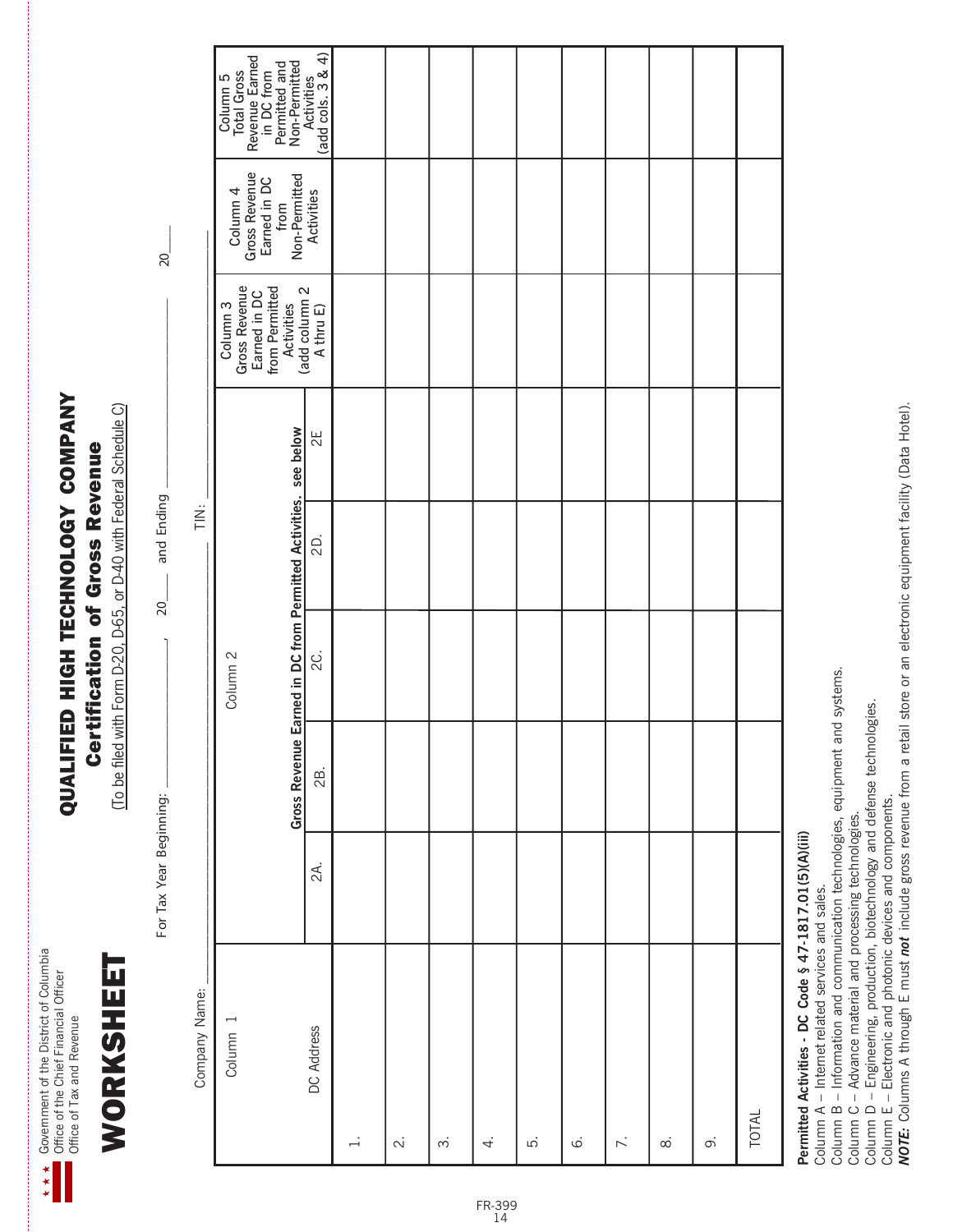Government of the District of Columbia
Office of the Chief Financial Officer
Office of Tax and Revenue

# WORKSHEET

## QUALIFIED HIGH TECHNOLOGY COMPANY
## Certification of Gross Revenue

(To be filed with Form D-20, D-65, or D-40 with Federal Schedule C)

For Tax Year Beginning: ______________, 20___ and Ending ______________ 20___

Company Name: ______________ TIN: ______________

| | Column 1 | Column 2 | | | | | Column 3 | Column 4 | Column 5 |
|---|---|---|---|---|---|---|---|---|---|
| | | Gross Revenue Earned in DC from Permitted Activities. see below | | | | | Gross Revenue Earned in DC from Permitted Activities (add column 2 A thru E) | Gross Revenue Earned in DC from Non-Permitted Activities | Total Gross Revenue Earned in DC from Permitted and Non-Permitted Activities (add cols. 3 & 4) |
| | DC Address | 2A. | 2B. | 2C. | 2D. | 2E | | | |
| 1. | | | | | | | | | |
| 2. | | | | | | | | | |
| 3. | | | | | | | | | |
| 4. | | | | | | | | | |
| 5. | | | | | | | | | |
| 6. | | | | | | | | | |
| 7. | | | | | | | | | |
| 8. | | | | | | | | | |
| 9. | | | | | | | | | |
| TOTAL | | | | | | | | | |

**Permitted Activities - DC Code § 47-1817.01(5)(A)(iii)**

Column A – Internet related services and sales.
Column B – Information and communication technologies, equipment and systems.
Column C – Advance material and processing technologies.
Column D – Engineering, production, biotechnology and defense technologies.
Column E – Electronic and photonic devices and components.
***NOTE:*** Columns A through E must ***not*** include gross revenue from a retail store or an electronic equipment facility (Data Hotel).

FR-399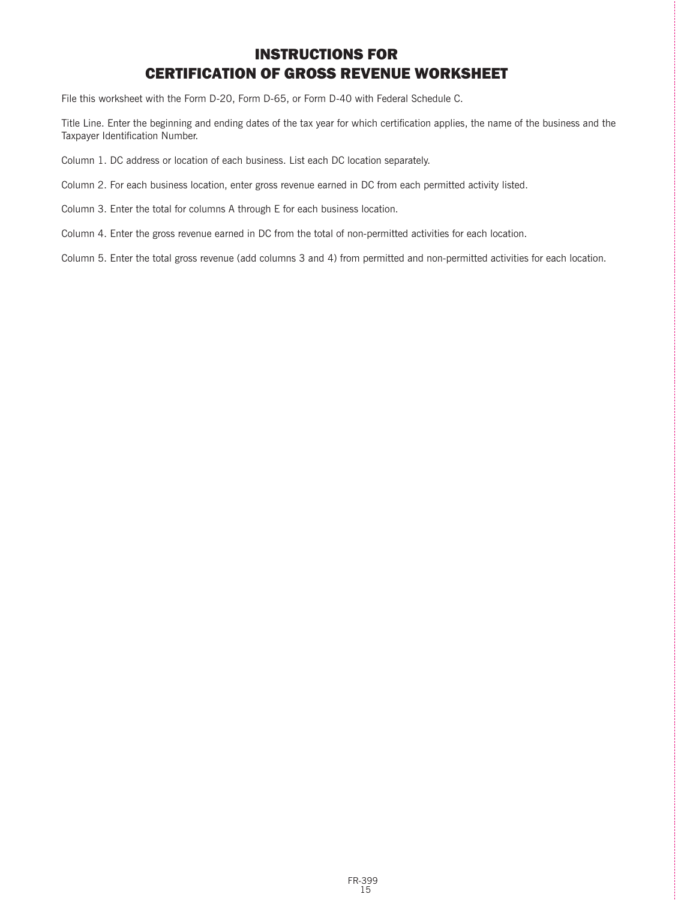# INSTRUCTIONS FOR CERTIFICATION OF GROSS REVENUE WORKSHEET

File this worksheet with the Form D-20, Form D-65, or Form D-40 with Federal Schedule C.

Title Line. Enter the beginning and ending dates of the tax year for which certification applies, the name of the business and the Taxpayer Identification Number.

Column 1. DC address or location of each business. List each DC location separately.

Column 2. For each business location, enter gross revenue earned in DC from each permitted activity listed.

Column 3. Enter the total for columns A through E for each business location.

Column 4. Enter the gross revenue earned in DC from the total of non-permitted activities for each location.

Column 5. Enter the total gross revenue (add columns 3 and 4) from permitted and non-permitted activities for each location.

FR-399